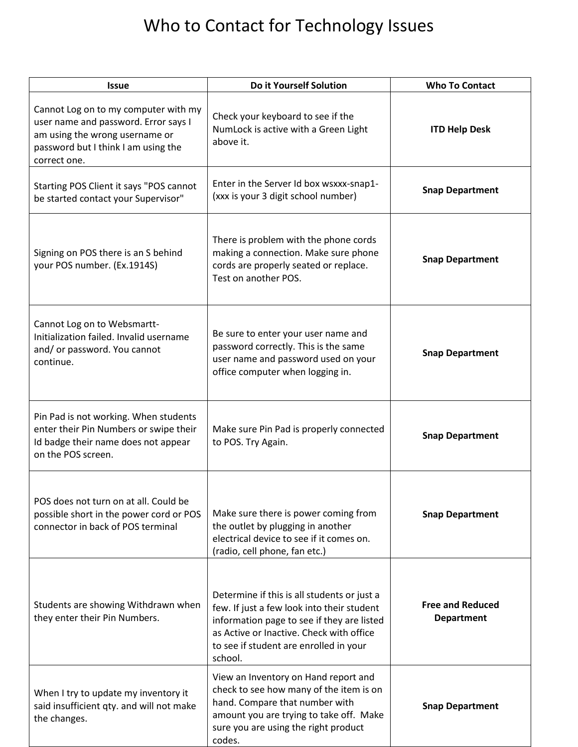# Who to Contact for Technology Issues

| Issue | Do it Yourself Solution | Who To Contact |
|---|---|---|
| Cannot Log on to my computer with my user name and password. Error says I am using the wrong username or password but I think I am using the correct one. | Check your keyboard to see if the NumLock is active with a Green Light above it. | **ITD Help Desk** |
| Starting POS Client it says "POS cannot be started contact your Supervisor" | Enter in the Server Id box wsxxx-snap1- (xxx is your 3 digit school number) | **Snap Department** |
| Signing on POS there is an S behind your POS number. (Ex.1914S) | There is problem with the phone cords making a connection. Make sure phone cords are properly seated or replace. Test on another POS. | **Snap Department** |
| Cannot Log on to Websmartt- Initialization failed. Invalid username and/ or password. You cannot continue. | Be sure to enter your user name and password correctly. This is the same user name and password used on your office computer when logging in. | **Snap Department** |
| Pin Pad is not working. When students enter their Pin Numbers or swipe their Id badge their name does not appear on the POS screen. | Make sure Pin Pad is properly connected to POS. Try Again. | **Snap Department** |
| POS does not turn on at all. Could be possible short in the power cord or POS connector in back of POS terminal | Make sure there is power coming from the outlet by plugging in another electrical device to see if it comes on. (radio, cell phone, fan etc.) | **Snap Department** |
| Students are showing Withdrawn when they enter their Pin Numbers. | Determine if this is all students or just a few. If just a few look into their student information page to see if they are listed as Active or Inactive. Check with office to see if student are enrolled in your school. | **Free and Reduced Department** |
| When I try to update my inventory it said insufficient qty. and will not make the changes. | View an Inventory on Hand report and check to see how many of the item is on hand. Compare that number with amount you are trying to take off. Make sure you are using the right product codes. | **Snap Department** |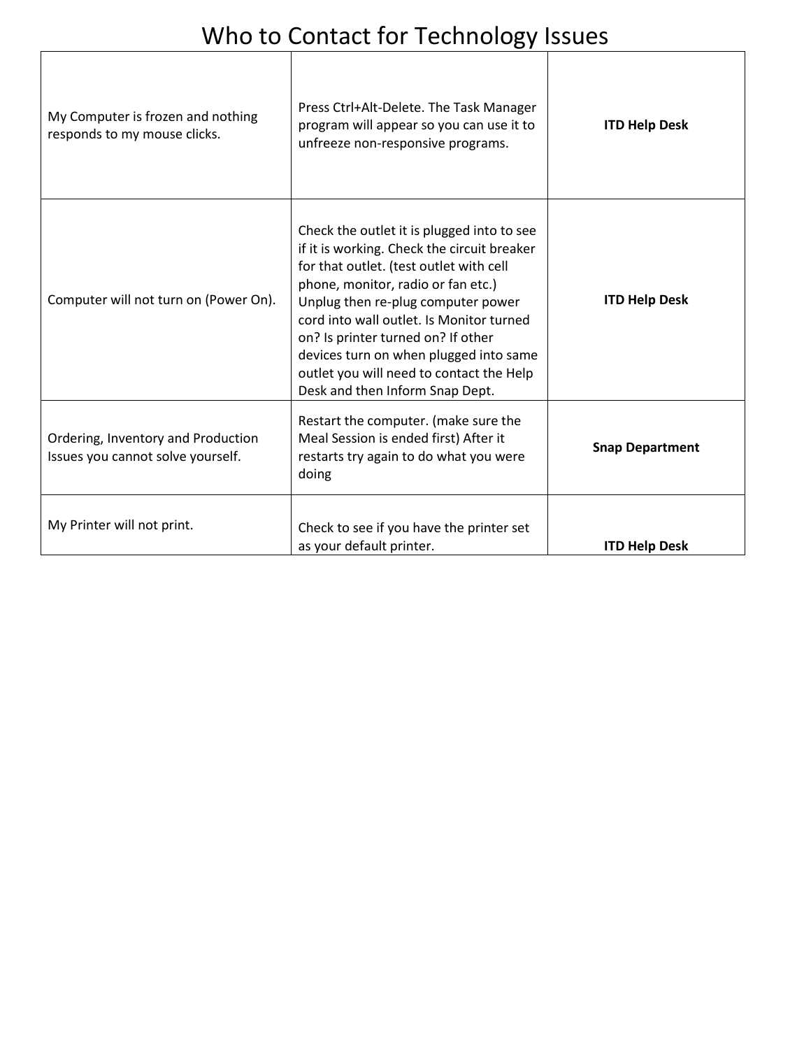# Who to Contact for Technology Issues

| | | |
|---|---|---|
| My Computer is frozen and nothing responds to my mouse clicks. | Press Ctrl+Alt-Delete. The Task Manager program will appear so you can use it to unfreeze non-responsive programs. | **ITD Help Desk** |
| Computer will not turn on (Power On). | Check the outlet it is plugged into to see if it is working. Check the circuit breaker for that outlet. (test outlet with cell phone, monitor, radio or fan etc.) Unplug then re-plug computer power cord into wall outlet. Is Monitor turned on? Is printer turned on? If other devices turn on when plugged into same outlet you will need to contact the Help Desk and then Inform Snap Dept. | **ITD Help Desk** |
| Ordering, Inventory and Production Issues you cannot solve yourself. | Restart the computer. (make sure the Meal Session is ended first) After it restarts try again to do what you were doing | **Snap Department** |
| My Printer will not print. | Check to see if you have the printer set as your default printer. | **ITD Help Desk** |